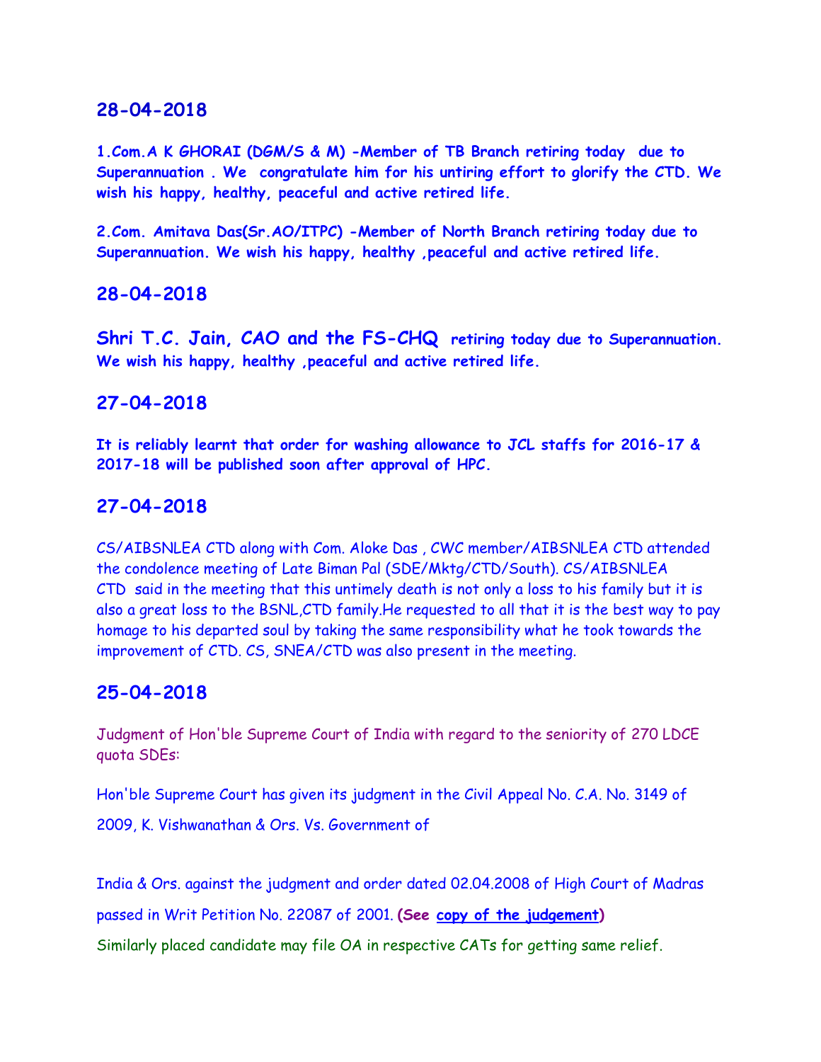## 28-04-2018

**1.Com.A K GHORAI (DGM/S & M) -Member of TB Branch retiring today due to Superannuation . We congratulate him for his untiring effort to glorify the CTD. We wish his happy, healthy, peaceful and active retired life.**

**2.Com. Amitava Das(Sr.AO/ITPC) -Member of North Branch retiring today due to Superannuation. We wish his happy, healthy ,peaceful and active retired life.**

## 28-04-2018

**Shri T.C. Jain, CAO and the FS-CHQ retiring today due to Superannuation. We wish his happy, healthy ,peaceful and active retired life.**

## 27-04-2018

**It is reliably learnt that order for washing allowance to JCL staffs for 2016-17 & 2017-18 will be published soon after approval of HPC.**

## 27-04-2018

CS/AIBSNLEA CTD along with Com. Aloke Das , CWC member/AIBSNLEA CTD attended the condolence meeting of Late Biman Pal (SDE/Mktg/CTD/South). CS/AIBSNLEA CTD said in the meeting that this untimely death is not only a loss to his family but it is also a great loss to the BSNL,CTD family.He requested to all that it is the best way to pay homage to his departed soul by taking the same responsibility what he took towards the improvement of CTD. CS, SNEA/CTD was also present in the meeting.

## 25-04-2018

Judgment of Hon'ble Supreme Court of India with regard to the seniority of 270 LDCE quota SDEs:

Hon'ble Supreme Court has given its judgment in the Civil Appeal No. C.A. No. 3149 of 2009, K. Vishwanathan & Ors. Vs. Government of

India & Ors. against the judgment and order dated 02.04.2008 of High Court of Madras passed in Writ Petition No. 22087 of 2001. **(See copy of the judgement)**

Similarly placed candidate may file OA in respective CATs for getting same relief.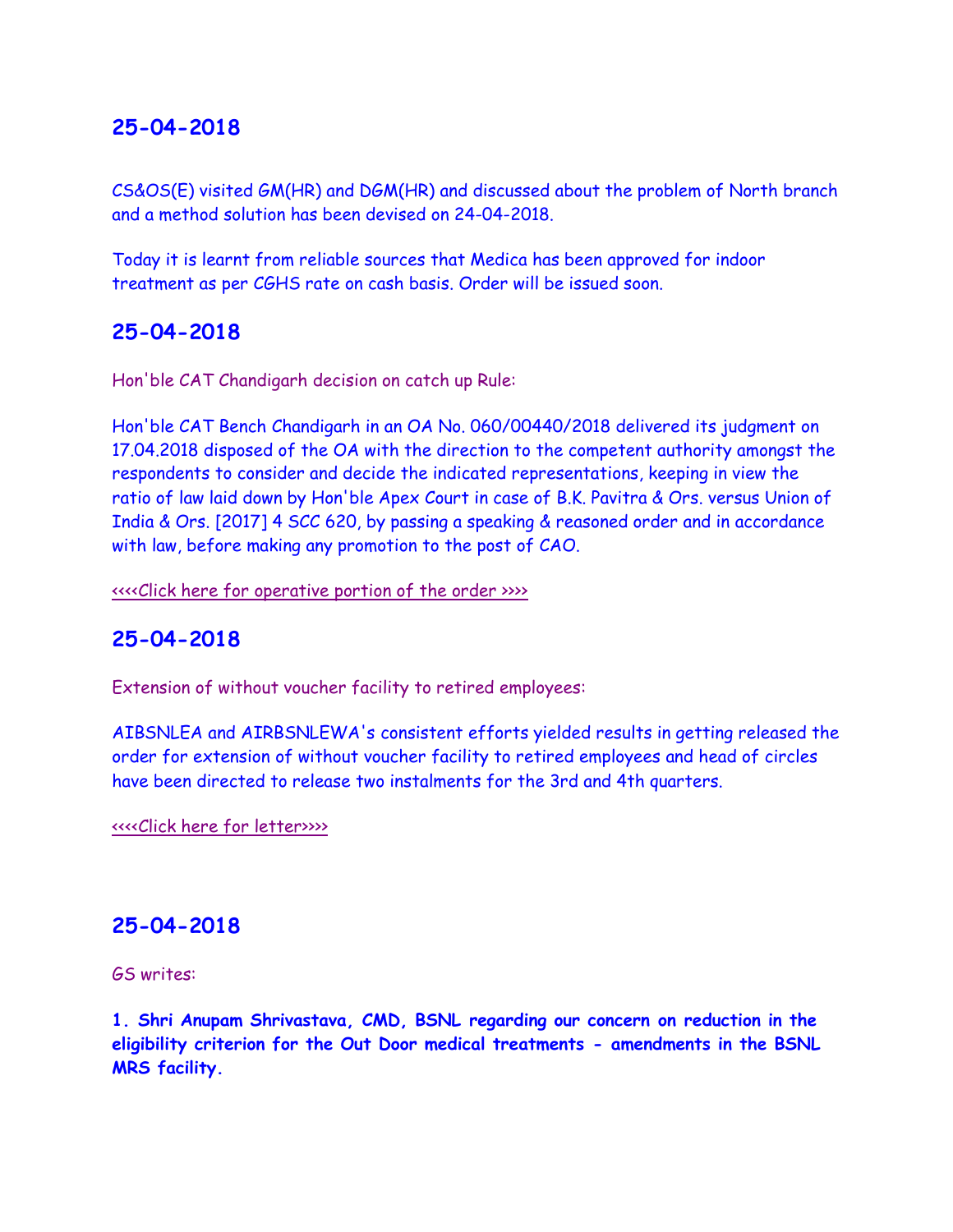## 25-04-2018

CS&OS(E) visited GM(HR) and DGM(HR) and discussed about the problem of North branch and a method solution has been devised on 24-04-2018.

Today it is learnt from reliable sources that Medica has been approved for indoor treatment as per CGHS rate on cash basis. Order will be issued soon.

## 25-04-2018

Hon'ble CAT Chandigarh decision on catch up Rule:

Hon'ble CAT Bench Chandigarh in an OA No. 060/00440/2018 delivered its judgment on 17.04.2018 disposed of the OA with the direction to the competent authority amongst the respondents to consider and decide the indicated representations, keeping in view the ratio of law laid down by Hon'ble Apex Court in case of B.K. Pavitra & Ors. versus Union of India & Ors. [2017] 4 SCC 620, by passing a speaking & reasoned order and in accordance with law, before making any promotion to the post of CAO.

<<<<Click here for operative portion of the order >>>>

## 25-04-2018

Extension of without voucher facility to retired employees:

AIBSNLEA and AIRBSNLEWA's consistent efforts yielded results in getting released the order for extension of without voucher facility to retired employees and head of circles have been directed to release two instalments for the 3rd and 4th quarters.

<<<<Click here for letter>>>>

## 25-04-2018

GS writes:

**1. Shri Anupam Shrivastava, CMD, BSNL regarding our concern on reduction in the eligibility criterion for the Out Door medical treatments - amendments in the BSNL MRS facility.**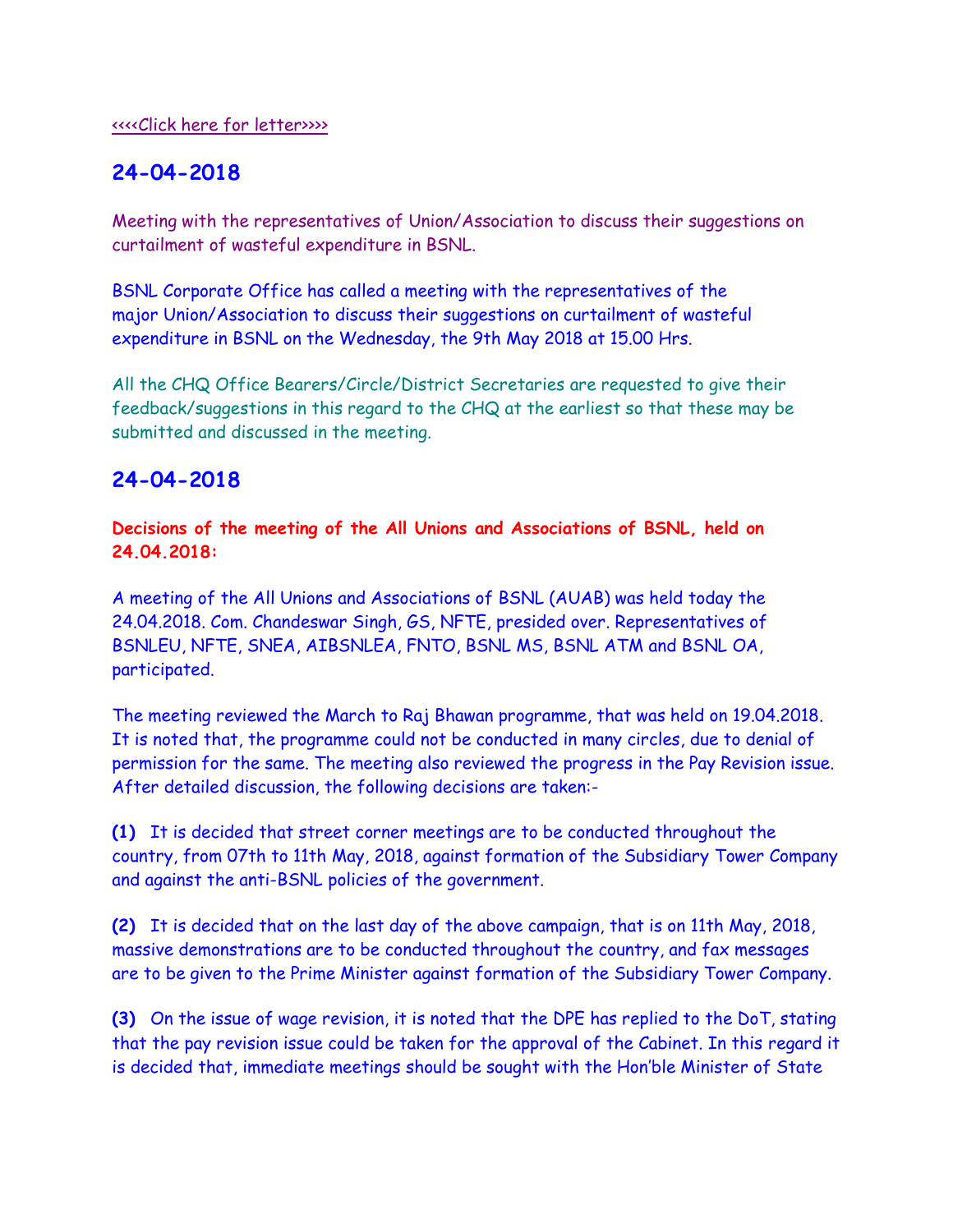<<<<Click here for letter>>>>

## 24-04-2018

Meeting with the representatives of Union/Association to discuss their suggestions on curtailment of wasteful expenditure in BSNL.

BSNL Corporate Office has called a meeting with the representatives of the major Union/Association to discuss their suggestions on curtailment of wasteful expenditure in BSNL on the Wednesday, the 9th May 2018 at 15.00 Hrs.

All the CHQ Office Bearers/Circle/District Secretaries are requested to give their feedback/suggestions in this regard to the CHQ at the earliest so that these may be submitted and discussed in the meeting.

## 24-04-2018

**Decisions of the meeting of the All Unions and Associations of BSNL, held on 24.04.2018:**

A meeting of the All Unions and Associations of BSNL (AUAB) was held today the 24.04.2018. Com. Chandeswar Singh, GS, NFTE, presided over. Representatives of BSNLEU, NFTE, SNEA, AIBSNLEA, FNTO, BSNL MS, BSNL ATM and BSNL OA, participated.

The meeting reviewed the March to Raj Bhawan programme, that was held on 19.04.2018. It is noted that, the programme could not be conducted in many circles, due to denial of permission for the same. The meeting also reviewed the progress in the Pay Revision issue. After detailed discussion, the following decisions are taken:-

**(1)** It is decided that street corner meetings are to be conducted throughout the country, from 07th to 11th May, 2018, against formation of the Subsidiary Tower Company and against the anti-BSNL policies of the government.

**(2)** It is decided that on the last day of the above campaign, that is on 11th May, 2018, massive demonstrations are to be conducted throughout the country, and fax messages are to be given to the Prime Minister against formation of the Subsidiary Tower Company.

**(3)** On the issue of wage revision, it is noted that the DPE has replied to the DoT, stating that the pay revision issue could be taken for the approval of the Cabinet. In this regard it is decided that, immediate meetings should be sought with the Hon'ble Minister of State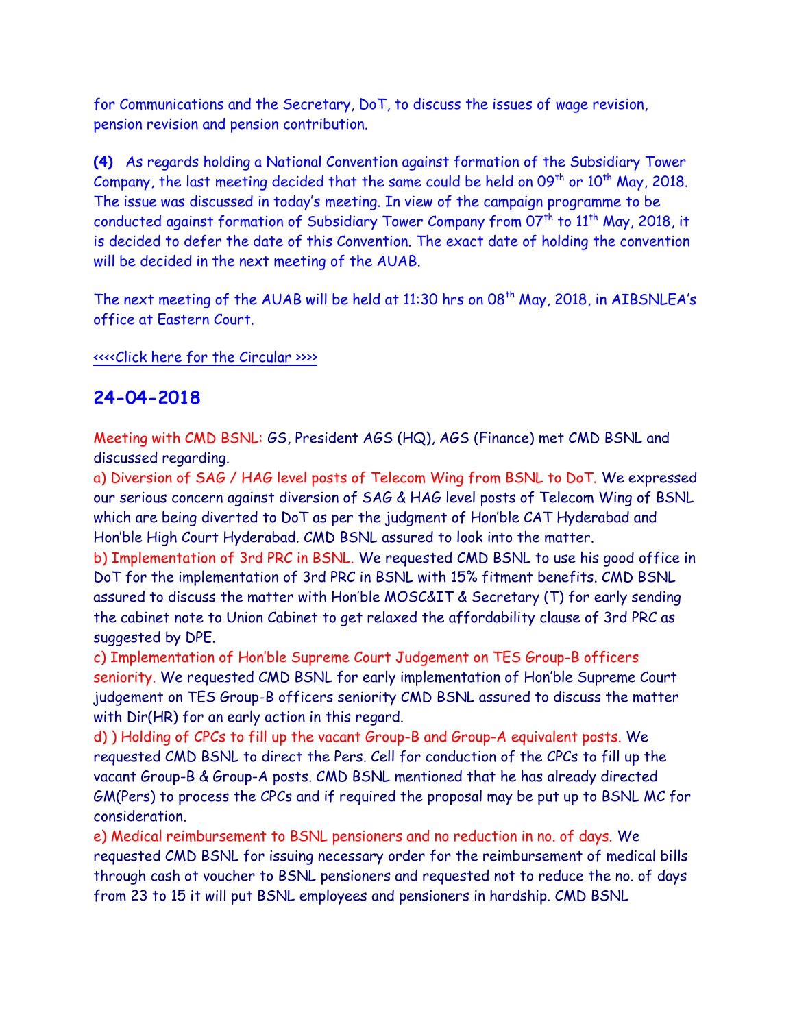for Communications and the Secretary, DoT, to discuss the issues of wage revision, pension revision and pension contribution.

**(4)** As regards holding a National Convention against formation of the Subsidiary Tower Company, the last meeting decided that the same could be held on 09th or 10th May, 2018. The issue was discussed in today's meeting. In view of the campaign programme to be conducted against formation of Subsidiary Tower Company from 07th to 11th May, 2018, it is decided to defer the date of this Convention. The exact date of holding the convention will be decided in the next meeting of the AUAB.

The next meeting of the AUAB will be held at 11:30 hrs on 08th May, 2018, in AIBSNLEA's office at Eastern Court.

<<<<Click here for the Circular >>>>

## 24-04-2018

Meeting with CMD BSNL: GS, President AGS (HQ), AGS (Finance) met CMD BSNL and discussed regarding.

a) Diversion of SAG / HAG level posts of Telecom Wing from BSNL to DoT. We expressed our serious concern against diversion of SAG & HAG level posts of Telecom Wing of BSNL which are being diverted to DoT as per the judgment of Hon'ble CAT Hyderabad and Hon'ble High Court Hyderabad. CMD BSNL assured to look into the matter.

b) Implementation of 3rd PRC in BSNL. We requested CMD BSNL to use his good office in DoT for the implementation of 3rd PRC in BSNL with 15% fitment benefits. CMD BSNL assured to discuss the matter with Hon'ble MOSC&IT & Secretary (T) for early sending the cabinet note to Union Cabinet to get relaxed the affordability clause of 3rd PRC as suggested by DPE.

c) Implementation of Hon'ble Supreme Court Judgement on TES Group-B officers seniority. We requested CMD BSNL for early implementation of Hon'ble Supreme Court judgement on TES Group-B officers seniority CMD BSNL assured to discuss the matter with Dir(HR) for an early action in this regard.

d) ) Holding of CPCs to fill up the vacant Group-B and Group-A equivalent posts. We requested CMD BSNL to direct the Pers. Cell for conduction of the CPCs to fill up the vacant Group-B & Group-A posts. CMD BSNL mentioned that he has already directed GM(Pers) to process the CPCs and if required the proposal may be put up to BSNL MC for consideration.

e) Medical reimbursement to BSNL pensioners and no reduction in no. of days. We requested CMD BSNL for issuing necessary order for the reimbursement of medical bills through cash ot voucher to BSNL pensioners and requested not to reduce the no. of days from 23 to 15 it will put BSNL employees and pensioners in hardship. CMD BSNL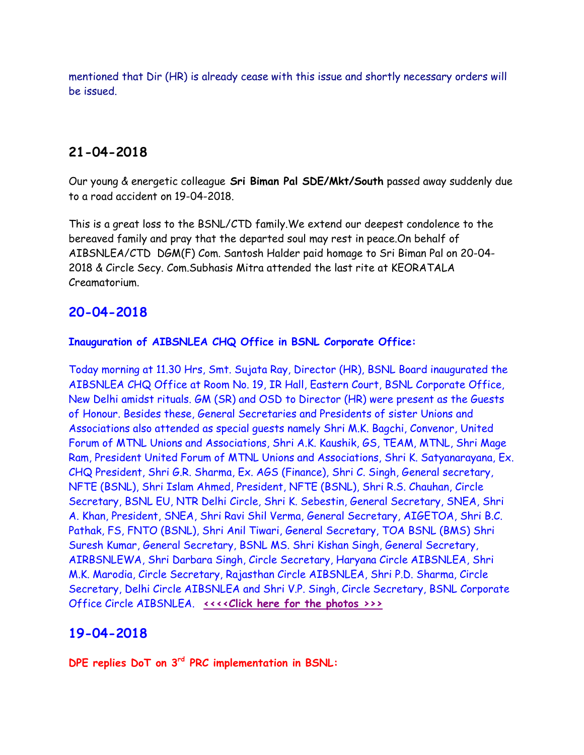mentioned that Dir (HR) is already cease with this issue and shortly necessary orders will be issued.

## 21-04-2018

Our young & energetic colleague **Sri Biman Pal SDE/Mkt/South** passed away suddenly due to a road accident on 19-04-2018.

This is a great loss to the BSNL/CTD family.We extend our deepest condolence to the bereaved family and pray that the departed soul may rest in peace.On behalf of AIBSNLEA/CTD DGM(F) Com. Santosh Halder paid homage to Sri Biman Pal on 20-04-2018 & Circle Secy. Com.Subhasis Mitra attended the last rite at KEORATALA Creamatorium.

## 20-04-2018

**Inauguration of AIBSNLEA CHQ Office in BSNL Corporate Office:**

Today morning at 11.30 Hrs, Smt. Sujata Ray, Director (HR), BSNL Board inaugurated the AIBSNLEA CHQ Office at Room No. 19, IR Hall, Eastern Court, BSNL Corporate Office, New Delhi amidst rituals. GM (SR) and OSD to Director (HR) were present as the Guests of Honour. Besides these, General Secretaries and Presidents of sister Unions and Associations also attended as special guests namely Shri M.K. Bagchi, Convenor, United Forum of MTNL Unions and Associations, Shri A.K. Kaushik, GS, TEAM, MTNL, Shri Mage Ram, President United Forum of MTNL Unions and Associations, Shri K. Satyanarayana, Ex. CHQ President, Shri G.R. Sharma, Ex. AGS (Finance), Shri C. Singh, General secretary, NFTE (BSNL), Shri Islam Ahmed, President, NFTE (BSNL), Shri R.S. Chauhan, Circle Secretary, BSNL EU, NTR Delhi Circle, Shri K. Sebestin, General Secretary, SNEA, Shri A. Khan, President, SNEA, Shri Ravi Shil Verma, General Secretary, AIGETOA, Shri B.C. Pathak, FS, FNTO (BSNL), Shri Anil Tiwari, General Secretary, TOA BSNL (BMS) Shri Suresh Kumar, General Secretary, BSNL MS. Shri Kishan Singh, General Secretary, AIRBSNLEWA, Shri Darbara Singh, Circle Secretary, Haryana Circle AIBSNLEA, Shri M.K. Marodia, Circle Secretary, Rajasthan Circle AIBSNLEA, Shri P.D. Sharma, Circle Secretary, Delhi Circle AIBSNLEA and Shri V.P. Singh, Circle Secretary, BSNL Corporate Office Circle AIBSNLEA. **<<<<Click here for the photos >>>**

## 19-04-2018

**DPE replies DoT on 3rd PRC implementation in BSNL:**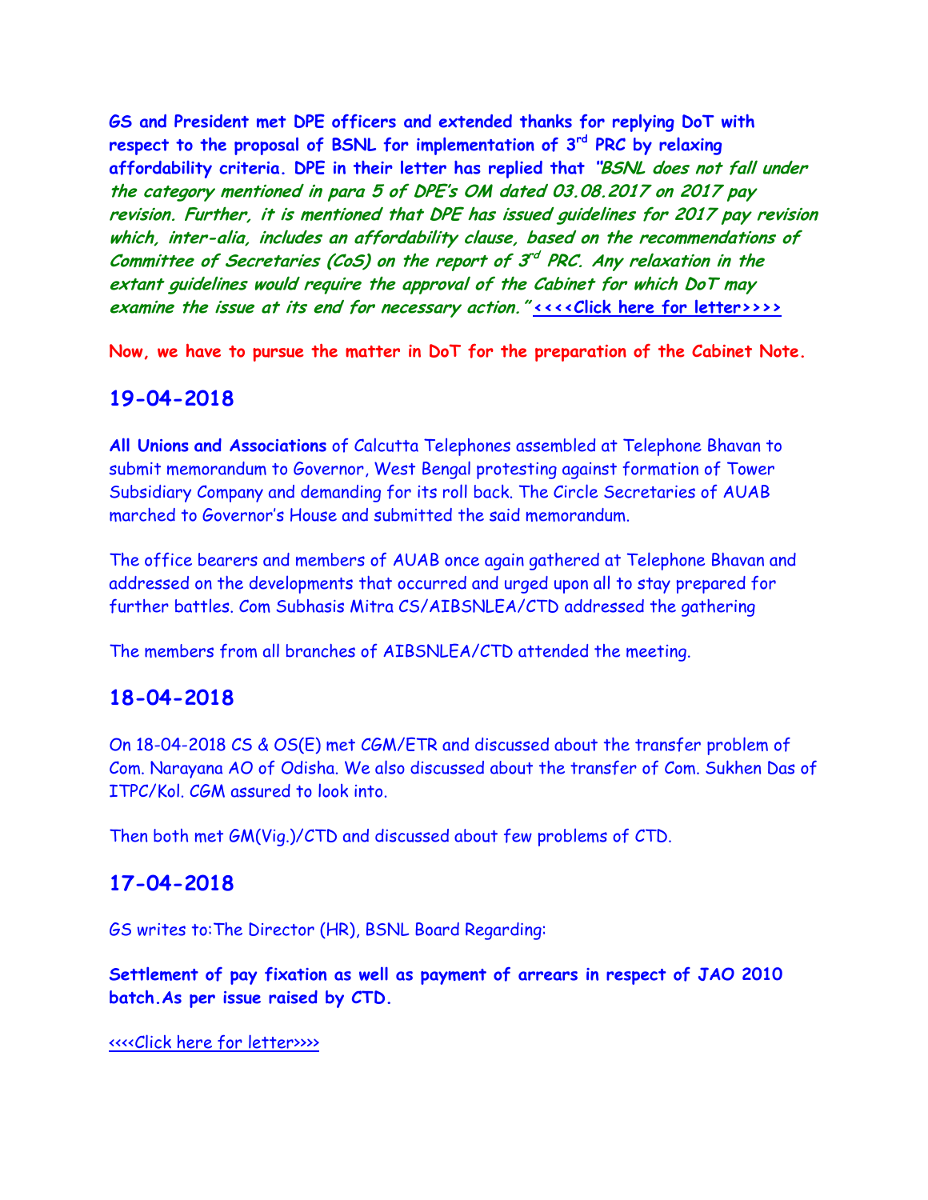**GS and President met DPE officers and extended thanks for replying DoT with respect to the proposal of BSNL for implementation of 3rd PRC by relaxing affordability criteria. DPE in their letter has replied that *"BSNL does not fall under the category mentioned in para 5 of DPE's OM dated 03.08.2017 on 2017 pay revision. Further, it is mentioned that DPE has issued guidelines for 2017 pay revision which, inter-alia, includes an affordability clause, based on the recommendations of Committee of Secretaries (CoS) on the report of 3rd PRC. Any relaxation in the extant guidelines would require the approval of the Cabinet for which DoT may examine the issue at its end for necessary action."* <<<<Click here for letter>>>>**

**Now, we have to pursue the matter in DoT for the preparation of the Cabinet Note.**

## 19-04-2018

**All Unions and Associations** of Calcutta Telephones assembled at Telephone Bhavan to submit memorandum to Governor, West Bengal protesting against formation of Tower Subsidiary Company and demanding for its roll back. The Circle Secretaries of AUAB marched to Governor's House and submitted the said memorandum.

The office bearers and members of AUAB once again gathered at Telephone Bhavan and addressed on the developments that occurred and urged upon all to stay prepared for further battles. Com Subhasis Mitra CS/AIBSNLEA/CTD addressed the gathering

The members from all branches of AIBSNLEA/CTD attended the meeting.

## 18-04-2018

On 18-04-2018 CS & OS(E) met CGM/ETR and discussed about the transfer problem of Com. Narayana AO of Odisha. We also discussed about the transfer of Com. Sukhen Das of ITPC/Kol. CGM assured to look into.

Then both met GM(Vig.)/CTD and discussed about few problems of CTD.

## 17-04-2018

GS writes to:The Director (HR), BSNL Board Regarding:

**Settlement of pay fixation as well as payment of arrears in respect of JAO 2010 batch.As per issue raised by CTD.**

<<<<Click here for letter>>>>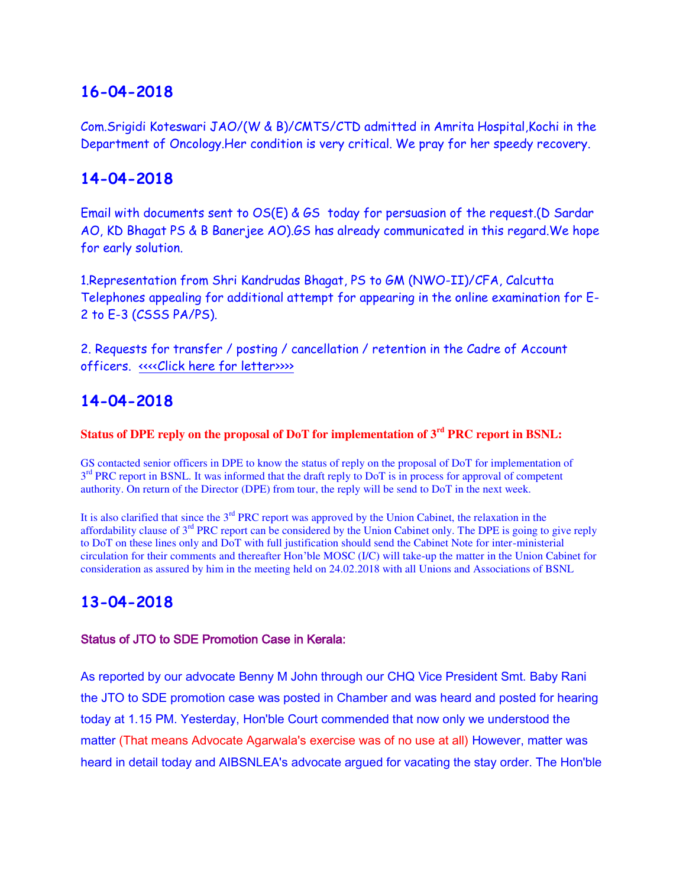## 16-04-2018

Com.Srigidi Koteswari JAO/(W & B)/CMTS/CTD admitted in Amrita Hospital,Kochi in the Department of Oncology.Her condition is very critical. We pray for her speedy recovery.

## 14-04-2018

Email with documents sent to OS(E) & GS today for persuasion of the request.(D Sardar AO, KD Bhagat PS & B Banerjee AO).GS has already communicated in this regard.We hope for early solution.

1.Representation from Shri Kandrudas Bhagat, PS to GM (NWO-II)/CFA, Calcutta Telephones appealing for additional attempt for appearing in the online examination for E-2 to E-3 (CSSS PA/PS).

2. Requests for transfer / posting / cancellation / retention in the Cadre of Account officers. <<<<Click here for letter>>>>

## 14-04-2018

**Status of DPE reply on the proposal of DoT for implementation of 3rd PRC report in BSNL:**

GS contacted senior officers in DPE to know the status of reply on the proposal of DoT for implementation of 3rd PRC report in BSNL. It was informed that the draft reply to DoT is in process for approval of competent authority. On return of the Director (DPE) from tour, the reply will be send to DoT in the next week.

It is also clarified that since the 3rd PRC report was approved by the Union Cabinet, the relaxation in the affordability clause of 3rd PRC report can be considered by the Union Cabinet only. The DPE is going to give reply to DoT on these lines only and DoT with full justification should send the Cabinet Note for inter-ministerial circulation for their comments and thereafter Hon'ble MOSC (I/C) will take-up the matter in the Union Cabinet for consideration as assured by him in the meeting held on 24.02.2018 with all Unions and Associations of BSNL

## 13-04-2018

**Status of JTO to SDE Promotion Case in Kerala:**

As reported by our advocate Benny M John through our CHQ Vice President Smt. Baby Rani the JTO to SDE promotion case was posted in Chamber and was heard and posted for hearing today at 1.15 PM. Yesterday, Hon'ble Court commended that now only we understood the matter (That means Advocate Agarwala's exercise was of no use at all) However, matter was heard in detail today and AIBSNLEA's advocate argued for vacating the stay order. The Hon'ble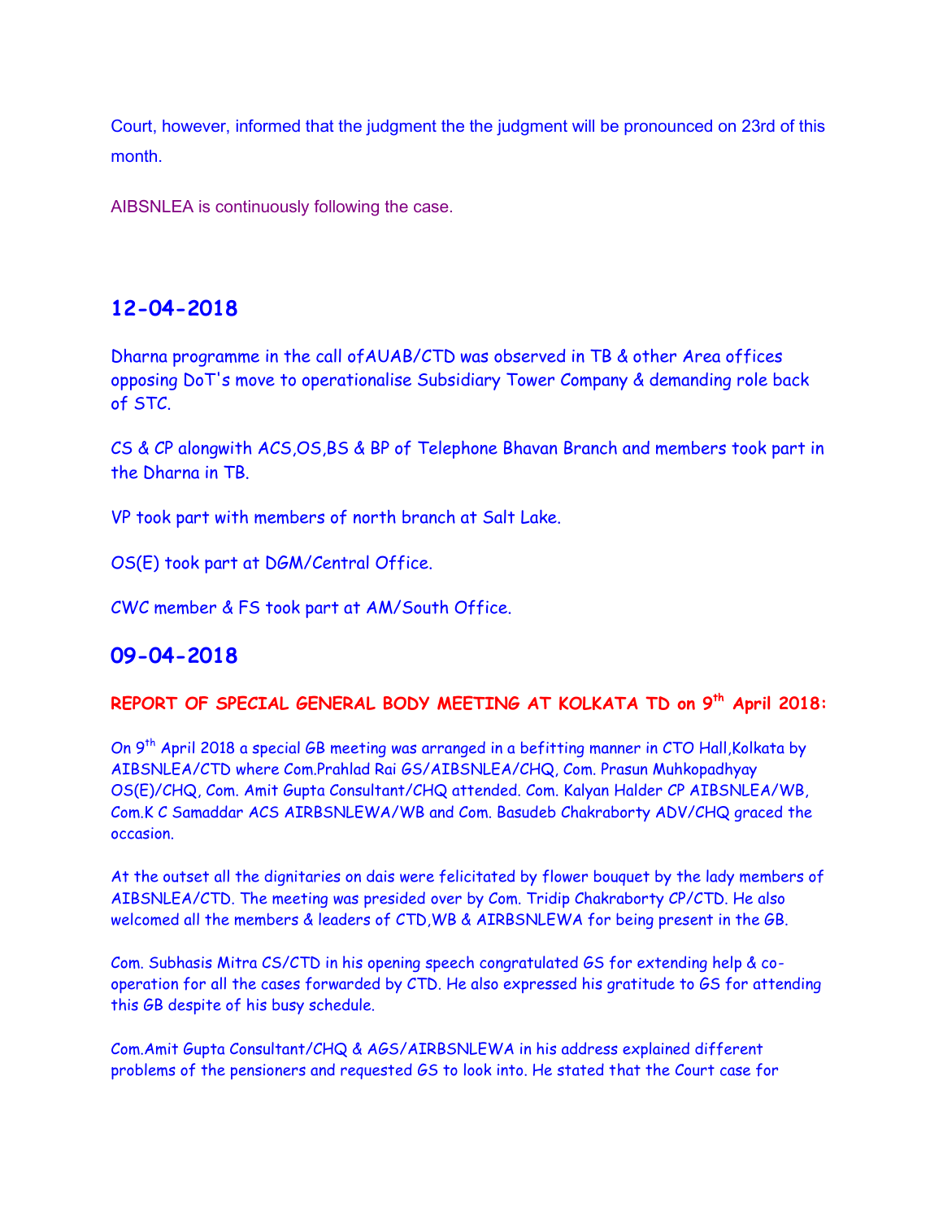Court, however, informed that the judgment the the judgment will be pronounced on 23rd of this month.

AIBSNLEA is continuously following the case.

## 12-04-2018

Dharna programme in the call ofAUAB/CTD was observed in TB & other Area offices opposing DoT's move to operationalise Subsidiary Tower Company & demanding role back of STC.

CS & CP alongwith ACS,OS,BS & BP of Telephone Bhavan Branch and members took part in the Dharna in TB.

VP took part with members of north branch at Salt Lake.

OS(E) took part at DGM/Central Office.

CWC member & FS took part at AM/South Office.

## 09-04-2018

**REPORT OF SPECIAL GENERAL BODY MEETING AT KOLKATA TD on 9th April 2018:**

On 9th April 2018 a special GB meeting was arranged in a befitting manner in CTO Hall,Kolkata by AIBSNLEA/CTD where Com.Prahlad Rai GS/AIBSNLEA/CHQ, Com. Prasun Muhkopadhyay OS(E)/CHQ, Com. Amit Gupta Consultant/CHQ attended. Com. Kalyan Halder CP AIBSNLEA/WB, Com.K C Samaddar ACS AIRBSNLEWA/WB and Com. Basudeb Chakraborty ADV/CHQ graced the occasion.

At the outset all the dignitaries on dais were felicitated by flower bouquet by the lady members of AIBSNLEA/CTD. The meeting was presided over by Com. Tridip Chakraborty CP/CTD. He also welcomed all the members & leaders of CTD,WB & AIRBSNLEWA for being present in the GB.

Com. Subhasis Mitra CS/CTD in his opening speech congratulated GS for extending help & co-operation for all the cases forwarded by CTD. He also expressed his gratitude to GS for attending this GB despite of his busy schedule.

Com.Amit Gupta Consultant/CHQ & AGS/AIRBSNLEWA in his address explained different problems of the pensioners and requested GS to look into. He stated that the Court case for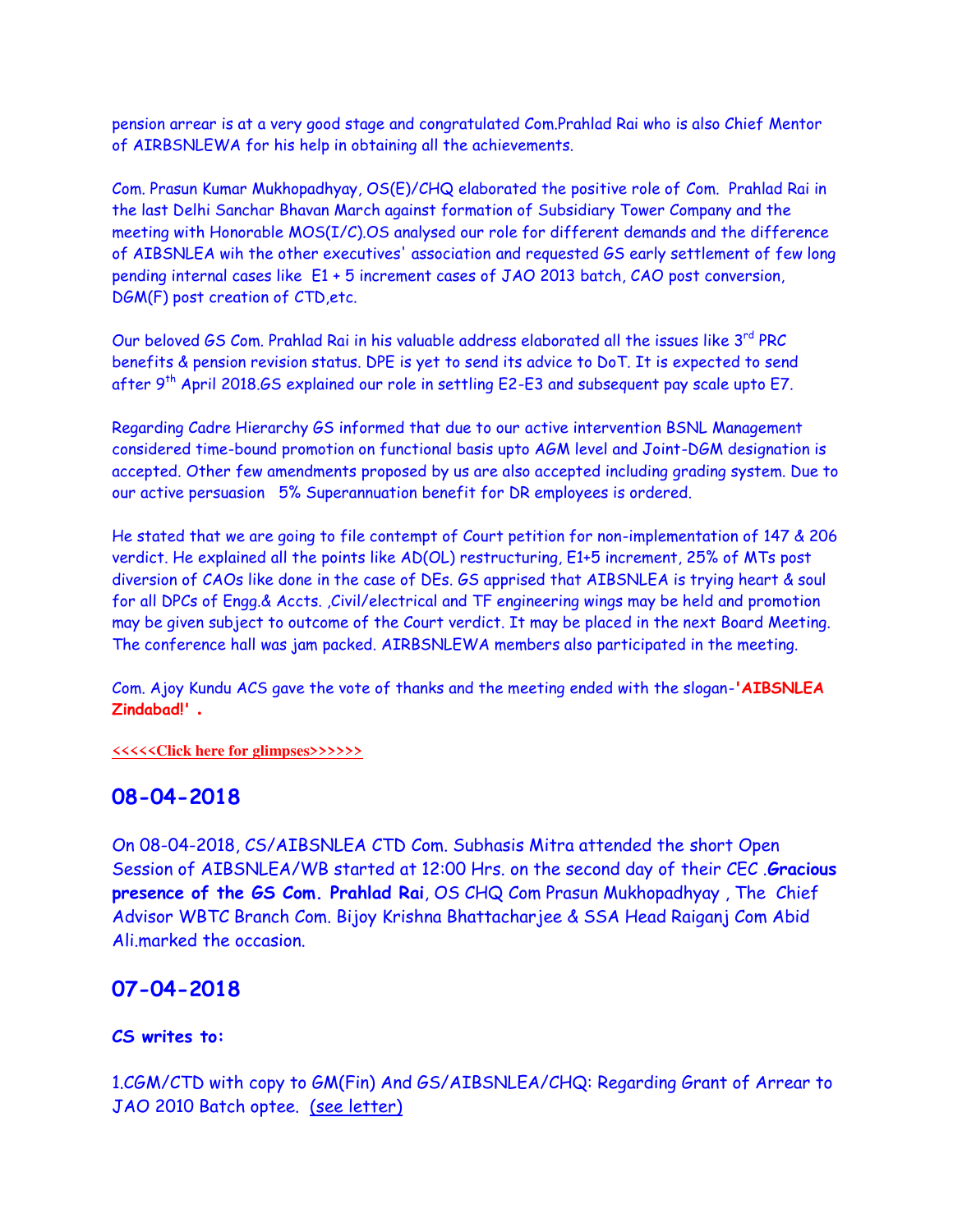pension arrear is at a very good stage and congratulated Com.Prahlad Rai who is also Chief Mentor of AIRBSNLEWA for his help in obtaining all the achievements.

Com. Prasun Kumar Mukhopadhyay, OS(E)/CHQ elaborated the positive role of Com. Prahlad Rai in the last Delhi Sanchar Bhavan March against formation of Subsidiary Tower Company and the meeting with Honorable MOS(I/C).OS analysed our role for different demands and the difference of AIBSNLEA wih the other executives' association and requested GS early settlement of few long pending internal cases like E1 + 5 increment cases of JAO 2013 batch, CAO post conversion, DGM(F) post creation of CTD,etc.

Our beloved GS Com. Prahlad Rai in his valuable address elaborated all the issues like 3rd PRC benefits & pension revision status. DPE is yet to send its advice to DoT. It is expected to send after 9th April 2018.GS explained our role in settling E2-E3 and subsequent pay scale upto E7.

Regarding Cadre Hierarchy GS informed that due to our active intervention BSNL Management considered time-bound promotion on functional basis upto AGM level and Joint-DGM designation is accepted. Other few amendments proposed by us are also accepted including grading system. Due to our active persuasion 5% Superannuation benefit for DR employees is ordered.

He stated that we are going to file contempt of Court petition for non-implementation of 147 & 206 verdict. He explained all the points like AD(OL) restructuring, E1+5 increment, 25% of MTs post diversion of CAOs like done in the case of DEs. GS apprised that AIBSNLEA is trying heart & soul for all DPCs of Engg.& Accts. ,Civil/electrical and TF engineering wings may be held and promotion may be given subject to outcome of the Court verdict. It may be placed in the next Board Meeting. The conference hall was jam packed. AIRBSNLEWA members also participated in the meeting.

Com. Ajoy Kundu ACS gave the vote of thanks and the meeting ended with the slogan-**'AIBSNLEA Zindabad!' .**

**<<<<<Click here for glimpses>>>>>>**

## 08-04-2018

On 08-04-2018, CS/AIBSNLEA CTD Com. Subhasis Mitra attended the short Open Session of AIBSNLEA/WB started at 12:00 Hrs. on the second day of their CEC .**Gracious presence of the GS Com. Prahlad Rai**, OS CHQ Com Prasun Mukhopadhyay , The Chief Advisor WBTC Branch Com. Bijoy Krishna Bhattacharjee & SSA Head Raiganj Com Abid Ali.marked the occasion.

## 07-04-2018

**CS writes to:**

1.CGM/CTD with copy to GM(Fin) And GS/AIBSNLEA/CHQ: Regarding Grant of Arrear to JAO 2010 Batch optee. (see letter)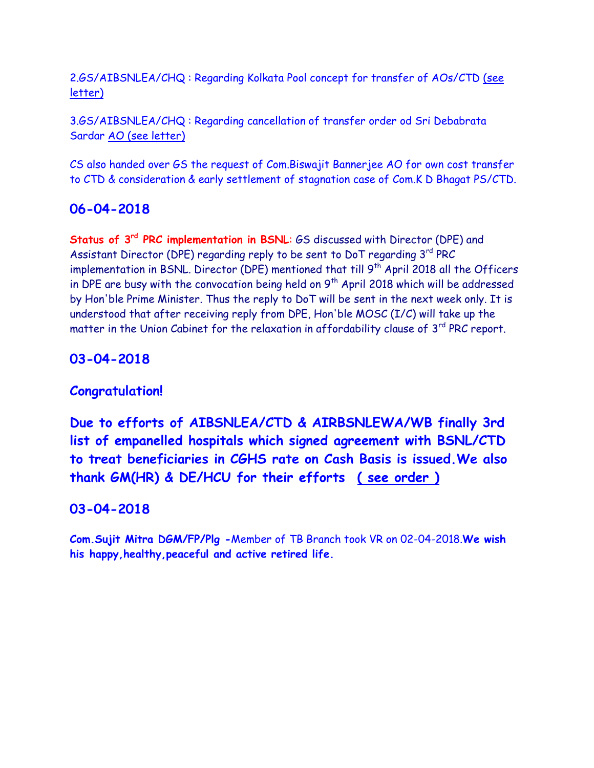2.GS/AIBSNLEA/CHQ : Regarding Kolkata Pool concept for transfer of AOs/CTD (see letter)

3.GS/AIBSNLEA/CHQ : Regarding cancellation of transfer order od Sri Debabrata Sardar AO (see letter)

CS also handed over GS the request of Com.Biswajit Bannerjee AO for own cost transfer to CTD & consideration & early settlement of stagnation case of Com.K D Bhagat PS/CTD.

## 06-04-2018

**Status of 3rd PRC implementation in BSNL**: GS discussed with Director (DPE) and Assistant Director (DPE) regarding reply to be sent to DoT regarding 3rd PRC implementation in BSNL. Director (DPE) mentioned that till 9th April 2018 all the Officers in DPE are busy with the convocation being held on 9th April 2018 which will be addressed by Hon'ble Prime Minister. Thus the reply to DoT will be sent in the next week only. It is understood that after receiving reply from DPE, Hon'ble MOSC (I/C) will take up the matter in the Union Cabinet for the relaxation in affordability clause of 3rd PRC report.

## 03-04-2018

### Congratulation!

### Due to efforts of AIBSNLEA/CTD & AIRBSNLEWA/WB finally 3rd list of empanelled hospitals which signed agreement with BSNL/CTD to treat beneficiaries in CGHS rate on Cash Basis is issued.We also thank GM(HR) & DE/HCU for their efforts ( see order )

## 03-04-2018

**Com.Sujit Mitra DGM/FP/Plg -**Member of TB Branch took VR on 02-04-2018.**We wish his happy,healthy,peaceful and active retired life.**